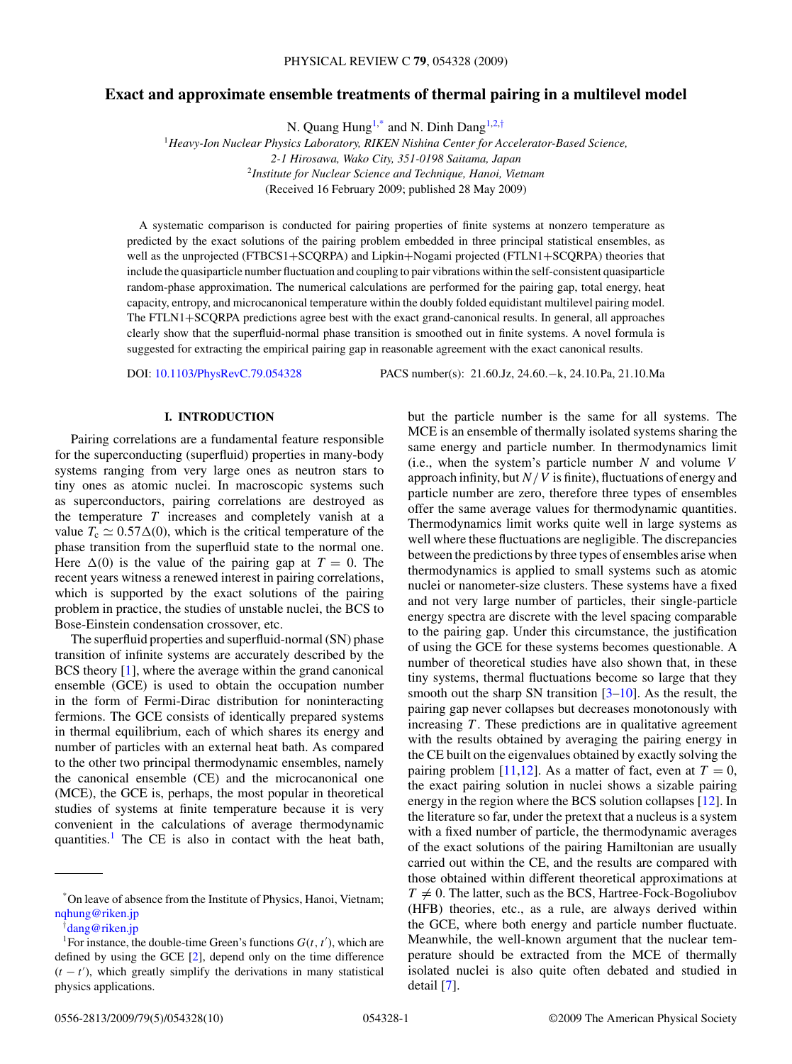# Exact and approximate ensemble treatments of thermal pairing in a multilevel model

N. Quang Hung[1,*] and N. Dinh Dang[1,2,†]

[1] *Heavy-Ion Nuclear Physics Laboratory, RIKEN Nishina Center for Accelerator-Based Science, 2-1 Hirosawa, Wako City, 351-0198 Saitama, Japan*

[2] *Institute for Nuclear Science and Technique, Hanoi, Vietnam*

(Received 16 February 2009; published 28 May 2009)

A systematic comparison is conducted for pairing properties of finite systems at nonzero temperature as predicted by the exact solutions of the pairing problem embedded in three principal statistical ensembles, as well as the unprojected (FTBCS1+SCQRPA) and Lipkin+Nogami projected (FTLN1+SCQRPA) theories that include the quasiparticle number fluctuation and coupling to pair vibrations within the self-consistent quasiparticle random-phase approximation. The numerical calculations are performed for the pairing gap, total energy, heat capacity, entropy, and microcanonical temperature within the doubly folded equidistant multilevel pairing model. The FTLN1+SCQRPA predictions agree best with the exact grand-canonical results. In general, all approaches clearly show that the superfluid-normal phase transition is smoothed out in finite systems. A novel formula is suggested for extracting the empirical pairing gap in reasonable agreement with the exact canonical results.

DOI: 10.1103/PhysRevC.79.054328 PACS number(s): 21.60.Jz, 24.60.−k, 24.10.Pa, 21.10.Ma

## I. INTRODUCTION

Pairing correlations are a fundamental feature responsible for the superconducting (superfluid) properties in many-body systems ranging from very large ones as neutron stars to tiny ones as atomic nuclei. In macroscopic systems such as superconductors, pairing correlations are destroyed as the temperature $T$ increases and completely vanish at a value $T_c \simeq 0.57\Delta(0)$, which is the critical temperature of the phase transition from the superfluid state to the normal one. Here $\Delta(0)$ is the value of the pairing gap at $T = 0$. The recent years witness a renewed interest in pairing correlations, which is supported by the exact solutions of the pairing problem in practice, the studies of unstable nuclei, the BCS to Bose-Einstein condensation crossover, etc.

The superfluid properties and superfluid-normal (SN) phase transition of infinite systems are accurately described by the BCS theory [1], where the average within the grand canonical ensemble (GCE) is used to obtain the occupation number in the form of Fermi-Dirac distribution for noninteracting fermions. The GCE consists of identically prepared systems in thermal equilibrium, each of which shares its energy and number of particles with an external heat bath. As compared to the other two principal thermodynamic ensembles, namely the canonical ensemble (CE) and the microcanonical one (MCE), the GCE is, perhaps, the most popular in theoretical studies of systems at finite temperature because it is very convenient in the calculations of average thermodynamic quantities.[1] The CE is also in contact with the heat bath, but the particle number is the same for all systems. The MCE is an ensemble of thermally isolated systems sharing the same energy and particle number. In thermodynamics limit (i.e., when the system's particle number $N$ and volume $V$ approach infinity, but $N/V$ is finite), fluctuations of energy and particle number are zero, therefore three types of ensembles offer the same average values for thermodynamic quantities. Thermodynamics limit works quite well in large systems as well where these fluctuations are negligible. The discrepancies between the predictions by three types of ensembles arise when thermodynamics is applied to small systems such as atomic nuclei or nanometer-size clusters. These systems have a fixed and not very large number of particles, their single-particle energy spectra are discrete with the level spacing comparable to the pairing gap. Under this circumstance, the justification of using the GCE for these systems becomes questionable. A number of theoretical studies have also shown that, in these tiny systems, thermal fluctuations become so large that they smooth out the sharp SN transition [3–10]. As the result, the pairing gap never collapses but decreases monotonously with increasing $T$. These predictions are in qualitative agreement with the results obtained by averaging the pairing energy in the CE built on the eigenvalues obtained by exactly solving the pairing problem [11,12]. As a matter of fact, even at $T = 0$, the exact pairing solution in nuclei shows a sizable pairing energy in the region where the BCS solution collapses [12]. In the literature so far, under the pretext that a nucleus is a system with a fixed number of particle, the thermodynamic averages of the exact solutions of the pairing Hamiltonian are usually carried out within the CE, and the results are compared with those obtained within different theoretical approximations at $T \neq 0$. The latter, such as the BCS, Hartree-Fock-Bogoliubov (HFB) theories, etc., as a rule, are always derived within the GCE, where both energy and particle number fluctuate. Meanwhile, the well-known argument that the nuclear temperature should be extracted from the MCE of thermally isolated nuclei is also quite often debated and studied in detail [7].

---

*On leave of absence from the Institute of Physics, Hanoi, Vietnam; nqhung@riken.jp

†dang@riken.jp

[1] For instance, the double-time Green's functions $G(t, t')$, which are defined by using the GCE [2], depend only on the time difference $(t - t')$, which greatly simplify the derivations in many statistical physics applications.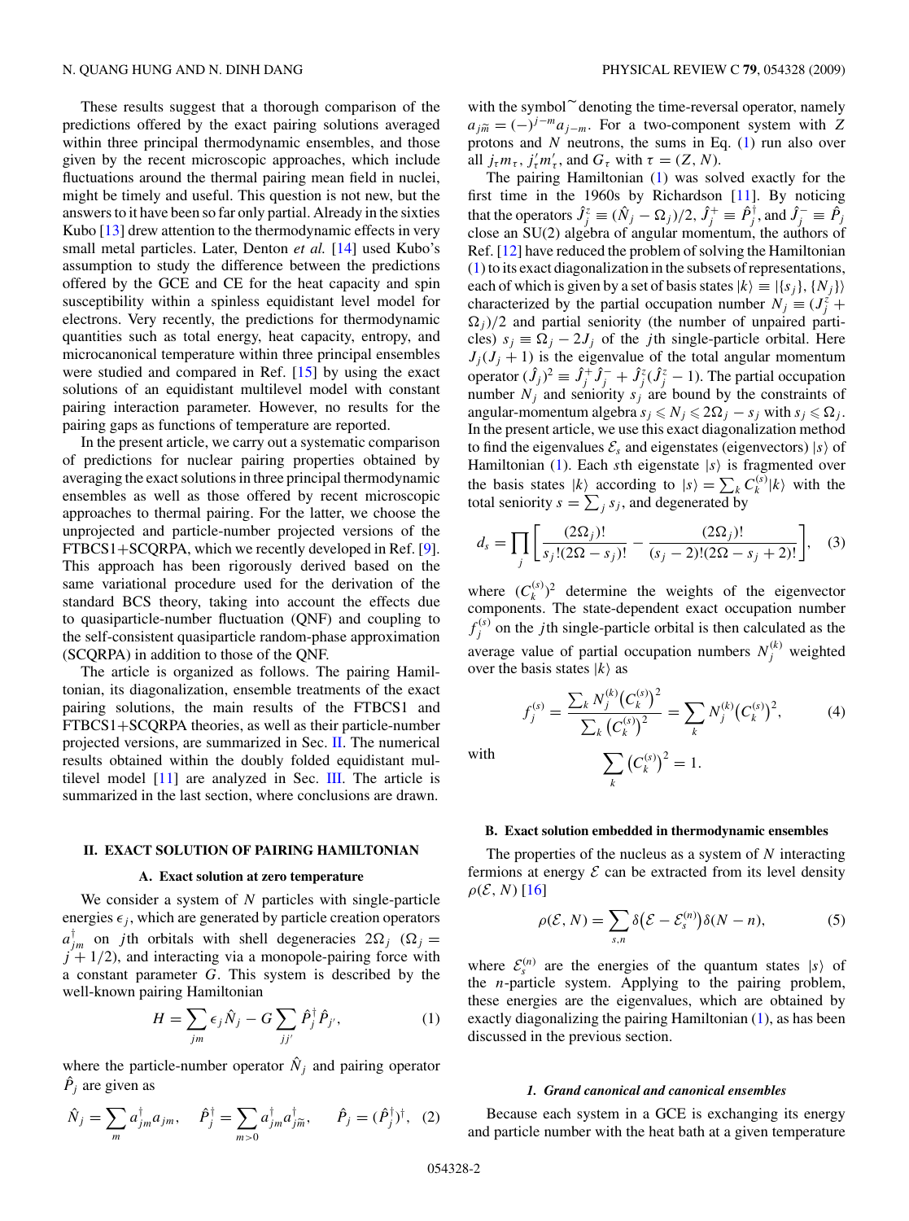These results suggest that a thorough comparison of the predictions offered by the exact pairing solutions averaged within three principal thermodynamic ensembles, and those given by the recent microscopic approaches, which include fluctuations around the thermal pairing mean field in nuclei, might be timely and useful. This question is not new, but the answers to it have been so far only partial. Already in the sixties Kubo [13] drew attention to the thermodynamic effects in very small metal particles. Later, Denton *et al.* [14] used Kubo's assumption to study the difference between the predictions offered by the GCE and CE for the heat capacity and spin susceptibility within a spinless equidistant level model for electrons. Very recently, the predictions for thermodynamic quantities such as total energy, heat capacity, entropy, and microcanonical temperature within three principal ensembles were studied and compared in Ref. [15] by using the exact solutions of an equidistant multilevel model with constant pairing interaction parameter. However, no results for the pairing gaps as functions of temperature are reported.

In the present article, we carry out a systematic comparison of predictions for nuclear pairing properties obtained by averaging the exact solutions in three principal thermodynamic ensembles as well as those offered by recent microscopic approaches to thermal pairing. For the latter, we choose the unprojected and particle-number projected versions of the FTBCS1+SCQRPA, which we recently developed in Ref. [9]. This approach has been rigorously derived based on the same variational procedure used for the derivation of the standard BCS theory, taking into account the effects due to quasiparticle-number fluctuation (QNF) and coupling to the self-consistent quasiparticle random-phase approximation (SCQRPA) in addition to those of the QNF.

The article is organized as follows. The pairing Hamiltonian, its diagonalization, ensemble treatments of the exact pairing solutions, the main results of the FTBCS1 and FTBCS1+SCQRPA theories, as well as their particle-number projected versions, are summarized in Sec. II. The numerical results obtained within the doubly folded equidistant multilevel model [11] are analyzed in Sec. III. The article is summarized in the last section, where conclusions are drawn.

## II. EXACT SOLUTION OF PAIRING HAMILTONIAN

### A. Exact solution at zero temperature

We consider a system of $N$ particles with single-particle energies $\epsilon_j$, which are generated by particle creation operators $a^{\dagger}_{jm}$ on $j$th orbitals with shell degeneracies $2\Omega_j$ ($\Omega_j = j + 1/2$), and interacting via a monopole-pairing force with a constant parameter $G$. This system is described by the well-known pairing Hamiltonian

$$H = \sum_{jm} \epsilon_j \hat{N}_j - G \sum_{jj'} \hat{P}^{\dagger}_j \hat{P}_{j'}, \tag{1}$$

where the particle-number operator $\hat{N}_j$ and pairing operator $\hat{P}_j$ are given as

$$\hat{N}_j = \sum_m a^{\dagger}_{jm} a_{jm}, \quad \hat{P}^{\dagger}_j = \sum_{m>0} a^{\dagger}_{jm} a^{\dagger}_{j\widetilde{m}}, \quad \hat{P}_j = (\hat{P}^{\dagger}_j)^{\dagger}, \tag{2}$$

with the symbol $\sim$ denoting the time-reversal operator, namely $a_{j\widetilde{m}} = (-)^{j-m} a_{j-m}$. For a two-component system with $Z$ protons and $N$ neutrons, the sums in Eq. (1) run also over all $j_\tau m_\tau$, $j'_\tau m'_\tau$, and $G_\tau$ with $\tau = (Z, N)$.

The pairing Hamiltonian (1) was solved exactly for the first time in the 1960s by Richardson [11]. By noticing that the operators $\hat{J}^z_j \equiv (\hat{N}_j - \Omega_j)/2$, $\hat{J}^+_j \equiv \hat{P}^{\dagger}_j$, and $\hat{J}^-_j \equiv \hat{P}_j$ close an SU(2) algebra of angular momentum, the authors of Ref. [12] have reduced the problem of solving the Hamiltonian (1) to its exact diagonalization in the subsets of representations, each of which is given by a set of basis states $|k\rangle \equiv |\{s_j\}, \{N_j\}\rangle$ characterized by the partial occupation number $N_j \equiv (J^z_j + \Omega_j)/2$ and partial seniority (the number of unpaired particles) $s_j \equiv \Omega_j - 2J_j$ of the $j$th single-particle orbital. Here $J_j(J_j + 1)$ is the eigenvalue of the total angular momentum operator $(\hat{J}_j)^2 \equiv \hat{J}^+_j \hat{J}^-_j + \hat{J}^z_j(\hat{J}^z_j - 1)$. The partial occupation number $N_j$ and seniority $s_j$ are bound by the constraints of angular-momentum algebra $s_j \leqslant N_j \leqslant 2\Omega_j - s_j$ with $s_j \leqslant \Omega_j$. In the present article, we use this exact diagonalization method to find the eigenvalues $\mathcal{E}_s$ and eigenstates (eigenvectors) $|s\rangle$ of Hamiltonian (1). Each $s$th eigenstate $|s\rangle$ is fragmented over the basis states $|k\rangle$ according to $|s\rangle = \sum_k C^{(s)}_k |k\rangle$ with the total seniority $s = \sum_j s_j$, and degenerated by

$$d_s = \prod_j \left[ \frac{(2\Omega_j)!}{s_j!(2\Omega - s_j)!} - \frac{(2\Omega_j)!}{(s_j - 2)!(2\Omega - s_j + 2)!} \right], \tag{3}$$

where $(C^{(s)}_k)^2$ determine the weights of the eigenvector components. The state-dependent exact occupation number $f^{(s)}_j$ on the $j$th single-particle orbital is then calculated as the average value of partial occupation numbers $N^{(k)}_j$ weighted over the basis states $|k\rangle$ as

$$f^{(s)}_j = \frac{\sum_k N^{(k)}_j \left(C^{(s)}_k\right)^2}{\sum_k \left(C^{(s)}_k\right)^2} = \sum_k N^{(k)}_j \left(C^{(s)}_k\right)^2, \tag{4}$$

with

$$\sum_k \left(C^{(s)}_k\right)^2 = 1.$$

### B. Exact solution embedded in thermodynamic ensembles

The properties of the nucleus as a system of $N$ interacting fermions at energy $\mathcal{E}$ can be extracted from its level density $\rho(\mathcal{E}, N)$ [16]

$$\rho(\mathcal{E}, N) = \sum_{s,n} \delta\left(\mathcal{E} - \mathcal{E}^{(n)}_s\right) \delta(N - n), \tag{5}$$

where $\mathcal{E}^{(n)}_s$ are the energies of the quantum states $|s\rangle$ of the $n$-particle system. Applying to the pairing problem, these energies are the eigenvalues, which are obtained by exactly diagonalizing the pairing Hamiltonian (1), as has been discussed in the previous section.

#### *1. Grand canonical and canonical ensembles*

Because each system in a GCE is exchanging its energy and particle number with the heat bath at a given temperature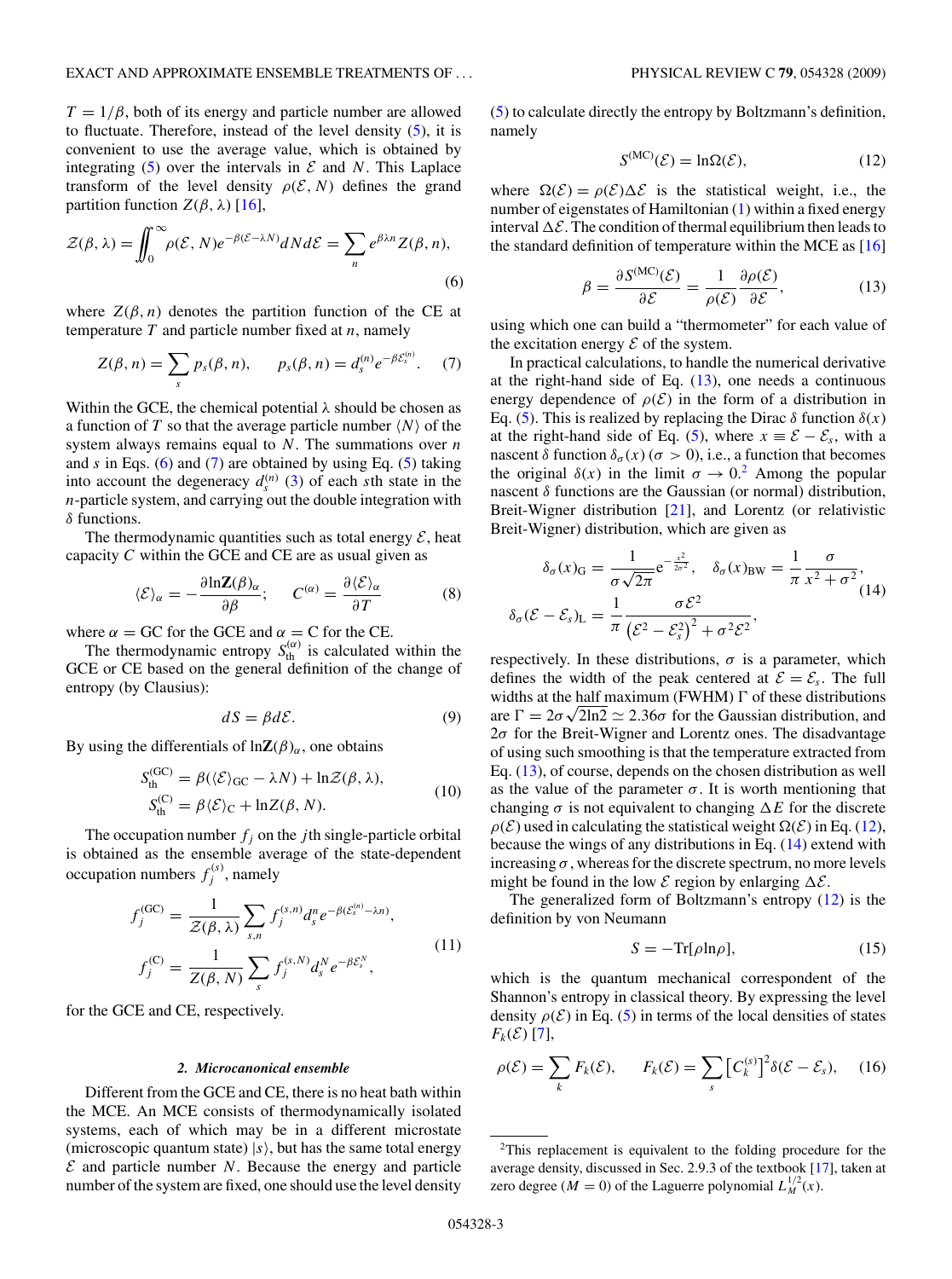$T = 1/\beta$, both of its energy and particle number are allowed to fluctuate. Therefore, instead of the level density (5), it is convenient to use the average value, which is obtained by integrating (5) over the intervals in $\mathcal{E}$ and $N$. This Laplace transform of the level density $\rho(\mathcal{E}, N)$ defines the grand partition function $Z(\beta, \lambda)$ [16],

$$\mathcal{Z}(\beta,\lambda) = \iint_0^\infty \rho(\mathcal{E},N) e^{-\beta(\mathcal{E}-\lambda N)} dN d\mathcal{E} = \sum_n e^{\beta\lambda n} Z(\beta,n), \tag{6}$$

where $Z(\beta, n)$ denotes the partition function of the CE at temperature $T$ and particle number fixed at $n$, namely

$$Z(\beta,n) = \sum_s p_s(\beta,n), \qquad p_s(\beta,n) = d_s^{(n)} e^{-\beta\mathcal{E}_s^{(n)}}. \tag{7}$$

Within the GCE, the chemical potential $\lambda$ should be chosen as a function of $T$ so that the average particle number $\langle N\rangle$ of the system always remains equal to $N$. The summations over $n$ and $s$ in Eqs. (6) and (7) are obtained by using Eq. (5) taking into account the degeneracy $d_s^{(n)}$ (3) of each $s$th state in the $n$-particle system, and carrying out the double integration with $\delta$ functions.

The thermodynamic quantities such as total energy $\mathcal{E}$, heat capacity $C$ within the GCE and CE are as usual given as

$$\langle\mathcal{E}\rangle_\alpha = -\frac{\partial \ln \mathbf{Z}(\beta)_\alpha}{\partial\beta}; \qquad C^{(\alpha)} = \frac{\partial\langle\mathcal{E}\rangle_\alpha}{\partial T} \tag{8}$$

where $\alpha$ = GC for the GCE and $\alpha$ = C for the CE.

The thermodynamic entropy $S_{\rm th}^{(\alpha)}$ is calculated within the GCE or CE based on the general definition of the change of entropy (by Clausius):

$$dS = \beta d\mathcal{E}. \tag{9}$$

By using the differentials of $\ln \mathbf{Z}(\beta)_\alpha$, one obtains

$$\begin{aligned} S_{\rm th}^{(\rm GC)} &= \beta(\langle\mathcal{E}\rangle_{\rm GC} - \lambda N) + \ln\mathcal{Z}(\beta,\lambda),\\ S_{\rm th}^{(\rm C)} &= \beta\langle\mathcal{E}\rangle_{\rm C} + \ln Z(\beta,N). \end{aligned} \tag{10}$$

The occupation number $f_j$ on the $j$th single-particle orbital is obtained as the ensemble average of the state-dependent occupation numbers $f_j^{(s)}$, namely

$$\begin{aligned} f_j^{(\rm GC)} &= \frac{1}{\mathcal{Z}(\beta,\lambda)} \sum_{s,n} f_j^{(s,n)} d_s^n e^{-\beta(\mathcal{E}_s^{(n)}-\lambda n)},\\ f_j^{(\rm C)} &= \frac{1}{Z(\beta,N)} \sum_s f_j^{(s,N)} d_s^N e^{-\beta\mathcal{E}_s^N}, \end{aligned} \tag{11}$$

for the GCE and CE, respectively.

### *2. Microcanonical ensemble*

Different from the GCE and CE, there is no heat bath within the MCE. An MCE consists of thermodynamically isolated systems, each of which may be in a different microstate (microscopic quantum state) $|s\rangle$, but has the same total energy $\mathcal{E}$ and particle number $N$. Because the energy and particle number of the system are fixed, one should use the level density (5) to calculate directly the entropy by Boltzmann's definition, namely

$$S^{(\rm MC)}(\mathcal{E}) = \ln\Omega(\mathcal{E}), \tag{12}$$

where $\Omega(\mathcal{E}) = \rho(\mathcal{E})\Delta\mathcal{E}$ is the statistical weight, i.e., the number of eigenstates of Hamiltonian (1) within a fixed energy interval $\Delta\mathcal{E}$. The condition of thermal equilibrium then leads to the standard definition of temperature within the MCE as [16]

$$\beta = \frac{\partial S^{(\rm MC)}(\mathcal{E})}{\partial\mathcal{E}} = \frac{1}{\rho(\mathcal{E})}\frac{\partial\rho(\mathcal{E})}{\partial\mathcal{E}}, \tag{13}$$

using which one can build a "thermometer" for each value of the excitation energy $\mathcal{E}$ of the system.

In practical calculations, to handle the numerical derivative at the right-hand side of Eq. (13), one needs a continuous energy dependence of $\rho(\mathcal{E})$ in the form of a distribution in Eq. (5). This is realized by replacing the Dirac $\delta$ function $\delta(x)$ at the right-hand side of Eq. (5), where $x \equiv \mathcal{E} - \mathcal{E}_s$, with a nascent $\delta$ function $\delta_\sigma(x)$ ($\sigma > 0$), i.e., a function that becomes the original $\delta(x)$ in the limit $\sigma \to 0$.[2] Among the popular nascent $\delta$ functions are the Gaussian (or normal) distribution, Breit-Wigner distribution [21], and Lorentz (or relativistic Breit-Wigner) distribution, which are given as

$$\begin{aligned} \delta_\sigma(x)_{\rm G} &= \frac{1}{\sigma\sqrt{2\pi}} e^{-\frac{x^2}{2\sigma^2}}, \quad \delta_\sigma(x)_{\rm BW} = \frac{1}{\pi}\frac{\sigma}{x^2+\sigma^2},\\ \delta_\sigma(\mathcal{E}-\mathcal{E}_s)_{\rm L} &= \frac{1}{\pi}\frac{\sigma\mathcal{E}^2}{\left(\mathcal{E}^2-\mathcal{E}_s^2\right)^2+\sigma^2\mathcal{E}^2}, \end{aligned} \tag{14}$$

respectively. In these distributions, $\sigma$ is a parameter, which defines the width of the peak centered at $\mathcal{E} = \mathcal{E}_s$. The full widths at the half maximum (FWHM) $\Gamma$ of these distributions are $\Gamma = 2\sigma\sqrt{2\ln 2} \simeq 2.36\sigma$ for the Gaussian distribution, and $2\sigma$ for the Breit-Wigner and Lorentz ones. The disadvantage of using such smoothing is that the temperature extracted from Eq. (13), of course, depends on the chosen distribution as well as the value of the parameter $\sigma$. It is worth mentioning that changing $\sigma$ is not equivalent to changing $\Delta E$ for the discrete $\rho(\mathcal{E})$ used in calculating the statistical weight $\Omega(\mathcal{E})$ in Eq. (12), because the wings of any distributions in Eq. (14) extend with increasing $\sigma$, whereas for the discrete spectrum, no more levels might be found in the low $\mathcal{E}$ region by enlarging $\Delta\mathcal{E}$.

The generalized form of Boltzmann's entropy (12) is the definition by von Neumann

$$S = -{\rm Tr}[\rho\ln\rho], \tag{15}$$

which is the quantum mechanical correspondent of the Shannon's entropy in classical theory. By expressing the level density $\rho(\mathcal{E})$ in Eq. (5) in terms of the local densities of states $F_k(\mathcal{E})$ [7],

$$\rho(\mathcal{E}) = \sum_k F_k(\mathcal{E}), \qquad F_k(\mathcal{E}) = \sum_s \left[C_k^{(s)}\right]^2 \delta(\mathcal{E}-\mathcal{E}_s), \tag{16}$$

---

[2] This replacement is equivalent to the folding procedure for the average density, discussed in Sec. 2.9.3 of the textbook [17], taken at zero degree ($M = 0$) of the Laguerre polynomial $L_M^{1/2}(x)$.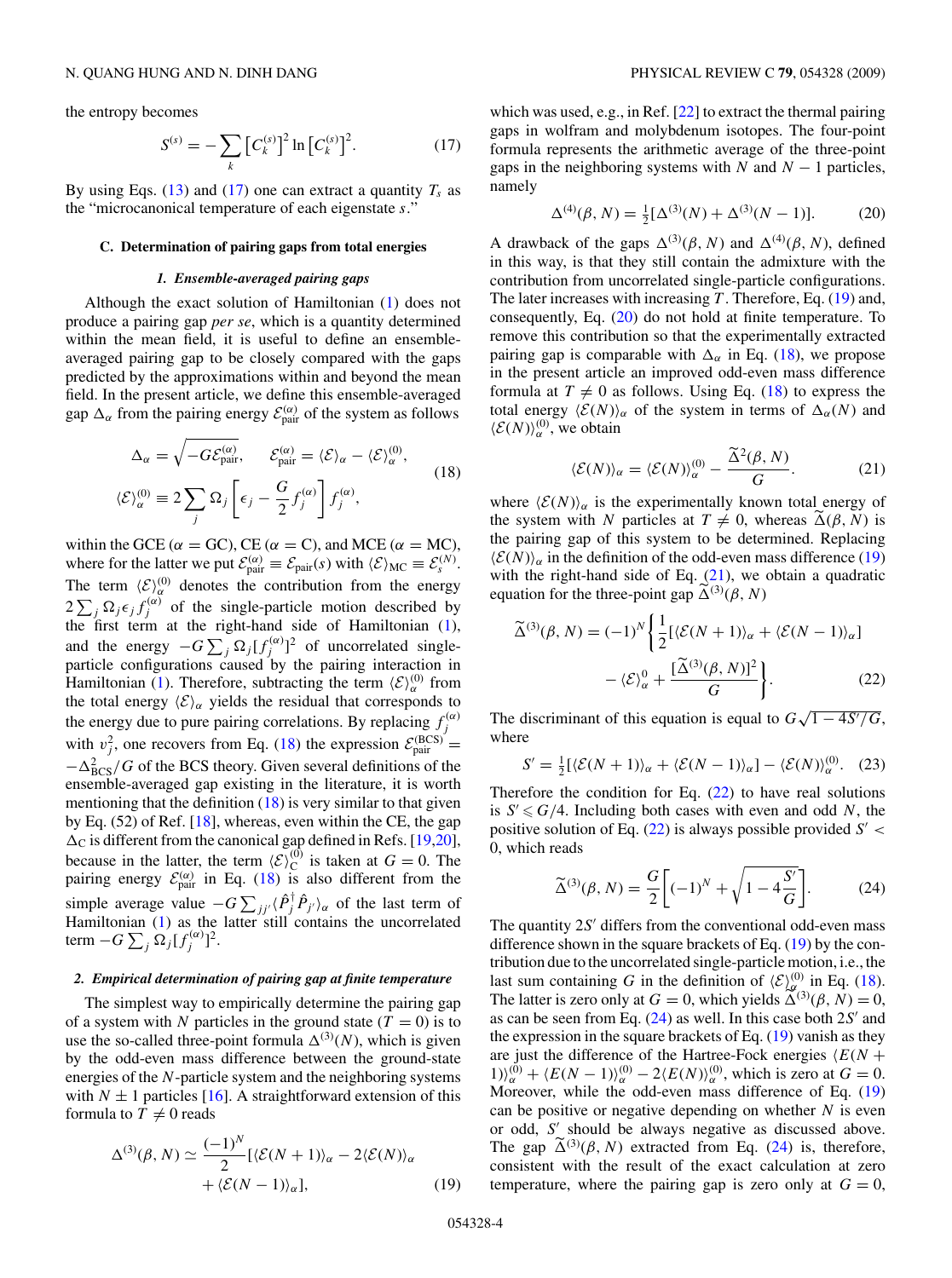the entropy becomes

$$S^{(s)} = -\sum_k \left[C_k^{(s)}\right]^2 \ln\left[C_k^{(s)}\right]^2. \tag{17}$$

By using Eqs. (13) and (17) one can extract a quantity $T_s$ as the "microcanonical temperature of each eigenstate $s$."

### C. Determination of pairing gaps from total energies

#### *1. Ensemble-averaged pairing gaps*

Although the exact solution of Hamiltonian (1) does not produce a pairing gap *per se*, which is a quantity determined within the mean field, it is useful to define an ensemble-averaged pairing gap to be closely compared with the gaps predicted by the approximations within and beyond the mean field. In the present article, we define this ensemble-averaged gap $\Delta_\alpha$ from the pairing energy $\mathcal{E}_{\rm pair}^{(\alpha)}$ of the system as follows

$$\Delta_\alpha = \sqrt{-G\mathcal{E}_{\rm pair}^{(\alpha)}}, \quad \mathcal{E}_{\rm pair}^{(\alpha)} = \langle\mathcal{E}\rangle_\alpha - \langle\mathcal{E}\rangle_\alpha^{(0)},$$
$$\langle\mathcal{E}\rangle_\alpha^{(0)} \equiv 2\sum_j \Omega_j\left[\epsilon_j - \frac{G}{2}f_j^{(\alpha)}\right]f_j^{(\alpha)}, \tag{18}$$

within the GCE ($\alpha$ = GC), CE ($\alpha$ = C), and MCE ($\alpha$ = MC), where for the latter we put $\mathcal{E}_{\rm pair}^{(\alpha)} \equiv \mathcal{E}_{\rm pair}(s)$ with $\langle\mathcal{E}\rangle_{\rm MC} \equiv \mathcal{E}_s^{(N)}$. The term $\langle\mathcal{E}\rangle_\alpha^{(0)}$ denotes the contribution from the energy $2\sum_j \Omega_j\epsilon_j f_j^{(\alpha)}$ of the single-particle motion described by the first term at the right-hand side of Hamiltonian (1), and the energy $-G\sum_j \Omega_j[f_j^{(\alpha)}]^2$ of uncorrelated single-particle configurations caused by the pairing interaction in Hamiltonian (1). Therefore, subtracting the term $\langle\mathcal{E}\rangle_\alpha^{(0)}$ from the total energy $\langle\mathcal{E}\rangle_\alpha$ yields the residual that corresponds to the energy due to pure pairing correlations. By replacing $f_j^{(\alpha)}$ with $v_j^2$, one recovers from Eq. (18) the expression $\mathcal{E}_{\rm pair}^{(\rm BCS)} = -\Delta_{\rm BCS}^2/G$ of the BCS theory. Given several definitions of the ensemble-averaged gap existing in the literature, it is worth mentioning that the definition (18) is very similar to that given by Eq. (52) of Ref. [18], whereas, even within the CE, the gap $\Delta_{\rm C}$ is different from the canonical gap defined in Refs. [19,20], because in the latter, the term $\langle\mathcal{E}\rangle_{\rm C}^{(0)}$ is taken at $G = 0$. The pairing energy $\mathcal{E}_{\rm pair}^{(\alpha)}$ in Eq. (18) is also different from the simple average value $-G\sum_{jj'}\langle\hat{P}_j^\dagger\hat{P}_{j'}\rangle_\alpha$ of the last term of Hamiltonian (1) as the latter still contains the uncorrelated term $-G\sum_j\Omega_j[f_j^{(\alpha)}]^2$.

#### *2. Empirical determination of pairing gap at finite temperature*

The simplest way to empirically determine the pairing gap of a system with $N$ particles in the ground state ($T = 0$) is to use the so-called three-point formula $\Delta^{(3)}(N)$, which is given by the odd-even mass difference between the ground-state energies of the $N$-particle system and the neighboring systems with $N \pm 1$ particles [16]. A straightforward extension of this formula to $T \neq 0$ reads

$$\Delta^{(3)}(\beta, N) \simeq \frac{(-1)^N}{2}[\langle\mathcal{E}(N+1)\rangle_\alpha - 2\langle\mathcal{E}(N)\rangle_\alpha + \langle\mathcal{E}(N-1)\rangle_\alpha], \tag{19}$$

which was used, e.g., in Ref. [22] to extract the thermal pairing gaps in wolfram and molybdenum isotopes. The four-point formula represents the arithmetic average of the three-point gaps in the neighboring systems with $N$ and $N-1$ particles, namely

$$\Delta^{(4)}(\beta, N) = \tfrac{1}{2}[\Delta^{(3)}(N) + \Delta^{(3)}(N-1)]. \tag{20}$$

A drawback of the gaps $\Delta^{(3)}(\beta, N)$ and $\Delta^{(4)}(\beta, N)$, defined in this way, is that they still contain the admixture with the contribution from uncorrelated single-particle configurations. The later increases with increasing $T$. Therefore, Eq. (19) and, consequently, Eq. (20) do not hold at finite temperature. To remove this contribution so that the experimentally extracted pairing gap is comparable with $\Delta_\alpha$ in Eq. (18), we propose in the present article an improved odd-even mass difference formula at $T \neq 0$ as follows. Using Eq. (18) to express the total energy $\langle\mathcal{E}(N)\rangle_\alpha$ of the system in terms of $\Delta_\alpha(N)$ and $\langle\mathcal{E}(N)\rangle_\alpha^{(0)}$, we obtain

$$\langle\mathcal{E}(N)\rangle_\alpha = \langle\mathcal{E}(N)\rangle_\alpha^{(0)} - \frac{\widetilde{\Delta}^2(\beta, N)}{G}, \tag{21}$$

where $\langle\mathcal{E}(N)\rangle_\alpha$ is the experimentally known total energy of the system with $N$ particles at $T \neq 0$, whereas $\widetilde{\Delta}(\beta, N)$ is the pairing gap of this system to be determined. Replacing $\langle\mathcal{E}(N)\rangle_\alpha$ in the definition of the odd-even mass difference (19) with the right-hand side of Eq. (21), we obtain a quadratic equation for the three-point gap $\widetilde{\Delta}^{(3)}(\beta, N)$

$$\widetilde{\Delta}^{(3)}(\beta, N) = (-1)^N\left\{\frac{1}{2}[\langle\mathcal{E}(N+1)\rangle_\alpha + \langle\mathcal{E}(N-1)\rangle_\alpha] - \langle\mathcal{E}\rangle_\alpha^0 + \frac{[\widetilde{\Delta}^{(3)}(\beta, N)]^2}{G}\right\}. \tag{22}$$

The discriminant of this equation is equal to $G\sqrt{1 - 4S'/G}$, where

$$S' = \tfrac{1}{2}[\langle\mathcal{E}(N+1)\rangle_\alpha + \langle\mathcal{E}(N-1)\rangle_\alpha] - \langle\mathcal{E}(N)\rangle_\alpha^{(0)}. \tag{23}$$

Therefore the condition for Eq. (22) to have real solutions is $S' \leqslant G/4$. Including both cases with even and odd $N$, the positive solution of Eq. (22) is always possible provided $S' < 0$, which reads

$$\widetilde{\Delta}^{(3)}(\beta, N) = \frac{G}{2}\left[(-1)^N + \sqrt{1 - 4\frac{S'}{G}}\right]. \tag{24}$$

The quantity $2S'$ differs from the conventional odd-even mass difference shown in the square brackets of Eq. (19) by the contribution due to the uncorrelated single-particle motion, i.e., the last sum containing $G$ in the definition of $\langle\mathcal{E}\rangle_\alpha^{(0)}$ in Eq. (18). The latter is zero only at $G = 0$, which yields $\widetilde{\Delta}^{(3)}(\beta, N) = 0$, as can be seen from Eq. (24) as well. In this case both $2S'$ and the expression in the square brackets of Eq. (19) vanish as they are just the difference of the Hartree-Fock energies $\langle E(N+1)\rangle_\alpha^{(0)} + \langle E(N-1)\rangle_\alpha^{(0)} - 2\langle E(N)\rangle_\alpha^{(0)}$, which is zero at $G = 0$. Moreover, while the odd-even mass difference of Eq. (19) can be positive or negative depending on whether $N$ is even or odd, $S'$ should be always negative as discussed above. The gap $\widetilde{\Delta}^{(3)}(\beta, N)$ extracted from Eq. (24) is, therefore, consistent with the result of the exact calculation at zero temperature, where the pairing gap is zero only at $G = 0$,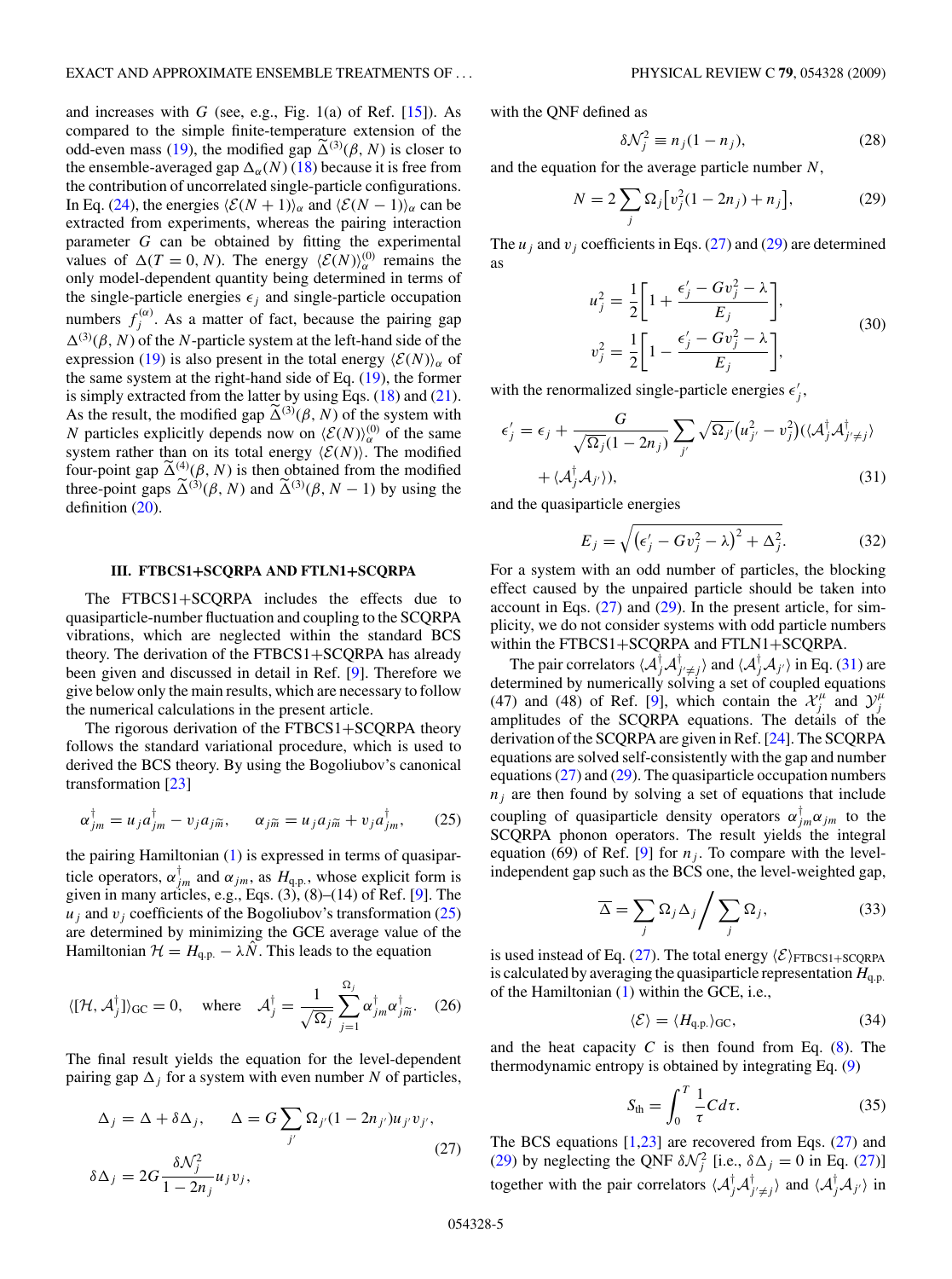and increases with $G$ (see, e.g., Fig. 1(a) of Ref. [15]). As compared to the simple finite-temperature extension of the odd-even mass (19), the modified gap $\widetilde{\Delta}^{(3)}(\beta, N)$ is closer to the ensemble-averaged gap $\Delta_\alpha(N)$ (18) because it is free from the contribution of uncorrelated single-particle configurations. In Eq. (24), the energies $\langle\mathcal{E}(N+1)\rangle_\alpha$ and $\langle\mathcal{E}(N-1)\rangle_\alpha$ can be extracted from experiments, whereas the pairing interaction parameter $G$ can be obtained by fitting the experimental values of $\Delta(T=0, N)$. The energy $\langle\mathcal{E}(N)\rangle_\alpha^{(0)}$ remains the only model-dependent quantity being determined in terms of the single-particle energies $\epsilon_j$ and single-particle occupation numbers $f_j^{(\alpha)}$. As a matter of fact, because the pairing gap $\Delta^{(3)}(\beta, N)$ of the $N$-particle system at the left-hand side of the expression (19) is also present in the total energy $\langle\mathcal{E}(N)\rangle_\alpha$ of the same system at the right-hand side of Eq. (19), the former is simply extracted from the latter by using Eqs. (18) and (21). As the result, the modified gap $\widetilde{\Delta}^{(3)}(\beta, N)$ of the system with $N$ particles explicitly depends now on $\langle\mathcal{E}(N)\rangle_\alpha^{(0)}$ of the same system rather than on its total energy $\langle\mathcal{E}(N)\rangle$. The modified four-point gap $\widetilde{\Delta}^{(4)}(\beta, N)$ is then obtained from the modified three-point gaps $\widetilde{\Delta}^{(3)}(\beta, N)$ and $\widetilde{\Delta}^{(3)}(\beta, N-1)$ by using the definition (20).

## III. FTBCS1+SCQRPA AND FTLN1+SCQRPA

The FTBCS1+SCQRPA includes the effects due to quasiparticle-number fluctuation and coupling to the SCQRPA vibrations, which are neglected within the standard BCS theory. The derivation of the FTBCS1+SCQRPA has already been given and discussed in detail in Ref. [9]. Therefore we give below only the main results, which are necessary to follow the numerical calculations in the present article.

The rigorous derivation of the FTBCS1+SCQRPA theory follows the standard variational procedure, which is used to derived the BCS theory. By using the Bogoliubov's canonical transformation [23]

$$\alpha_{jm}^\dagger = u_j a_{jm}^\dagger - v_j a_{j\widetilde{m}}, \quad \alpha_{j\widetilde{m}} = u_j a_{j\widetilde{m}} + v_j a_{jm}^\dagger, \tag{25}$$

the pairing Hamiltonian (1) is expressed in terms of quasiparticle operators, $\alpha_{jm}^\dagger$ and $\alpha_{jm}$, as $H_{\text{q.p.}}$, whose explicit form is given in many articles, e.g., Eqs. (3), (8)–(14) of Ref. [9]. The $u_j$ $v_j$ coefficients of the Bogoliubov's transformation (25) are determined by minimizing the GCE average value of the Hamiltonian $\mathcal{H} = H_{\text{q.p.}} - \lambda\hat{N}$. This leads to the equation

$$\langle[\mathcal{H}, \mathcal{A}_j^\dagger]\rangle_{\text{GC}} = 0, \quad \text{where} \quad \mathcal{A}_j^\dagger = \frac{1}{\sqrt{\Omega_j}}\sum_{j=1}^{\Omega_j}\alpha_{jm}^\dagger\alpha_{j\widetilde{m}}^\dagger. \tag{26}$$

The final result yields the equation for the level-dependent pairing gap $\Delta_j$ for a system with even number $N$ of particles,

$$\Delta_j = \Delta + \delta\Delta_j, \quad \Delta = G\sum_{j'}\Omega_{j'}(1-2n_{j'})u_{j'}v_{j'},$$
$$\delta\Delta_j = 2G\frac{\delta\mathcal{N}_j^2}{1-2n_j}u_j v_j, \tag{27}$$

with the QNF defined as

$$\delta\mathcal{N}_j^2 \equiv n_j(1-n_j), \tag{28}$$

and the equation for the average particle number $N$,

$$N = 2\sum_j \Omega_j\left[v_j^2(1-2n_j) + n_j\right], \tag{29}$$

The $u_j$ and $v_j$ coefficients in Eqs. (27) and (29) are determined as

$$u_j^2 = \frac{1}{2}\left[1 + \frac{\epsilon_j' - Gv_j^2 - \lambda}{E_j}\right],$$
$$v_j^2 = \frac{1}{2}\left[1 - \frac{\epsilon_j' - Gv_j^2 - \lambda}{E_j}\right], \tag{30}$$

with the renormalized single-particle energies $\epsilon_j'$,

$$\epsilon_j' = \epsilon_j + \frac{G}{\sqrt{\Omega_j}(1-2n_j)}\sum_{j'}\sqrt{\Omega_{j'}}\left(u_{j'}^2 - v_{j'}^2\right)\left(\langle\mathcal{A}_j^\dagger\mathcal{A}_{j'\neq j}^\dagger\rangle + \langle\mathcal{A}_j^\dagger\mathcal{A}_{j'}\rangle\right), \tag{31}$$

and the quasiparticle energies

$$E_j = \sqrt{\left(\epsilon_j' - Gv_j^2 - \lambda\right)^2 + \Delta_j^2}. \tag{32}$$

For a system with an odd number of particles, the blocking effect caused by the unpaired particle should be taken into account in Eqs. (27) and (29). In the present article, for simplicity, we do not consider systems with odd particle numbers within the FTBCS1+SCQRPA and FTLN1+SCQRPA.

The pair correlators $\langle\mathcal{A}_j^\dagger\mathcal{A}_{j'\neq j}^\dagger\rangle$ and $\langle\mathcal{A}_j^\dagger\mathcal{A}_{j'}\rangle$ in Eq. (31) are determined by numerically solving a set of coupled equations (47) and (48) of Ref. [9], which contain the $\mathcal{X}_j^\mu$ and $\mathcal{Y}_j^\mu$ amplitudes of the SCQRPA equations. The details of the derivation of the SCQRPA are given in Ref. [24]. The SCQRPA equations are solved self-consistently with the gap and number equations (27) and (29). The quasiparticle occupation numbers $n_j$ are then found by solving a set of equations that include coupling of quasiparticle density operators $\alpha_{jm}^\dagger\alpha_{jm}$ to the SCQRPA phonon operators. The result yields the integral equation (69) of Ref. [9] for $n_j$. To compare with the level-independent gap such as the BCS one, the level-weighted gap,

$$\overline{\Delta} = \sum_j \Omega_j\Delta_j \Big/ \sum_j \Omega_j, \tag{33}$$

is used instead of Eq. (27). The total energy $\langle\mathcal{E}\rangle_{\text{FTBCS1+SCQRPA}}$ is calculated by averaging the quasiparticle representation $H_{\text{q.p.}}$ of the Hamiltonian (1) within the GCE, i.e.,

$$\langle\mathcal{E}\rangle = \langle H_{\text{q.p.}}\rangle_{\text{GC}}, \tag{34}$$

and the heat capacity $C$ is then found from Eq. (8). The thermodynamic entropy is obtained by integrating Eq. (9)

$$S_{\text{th}} = \int_0^T \frac{1}{\tau}C d\tau. \tag{35}$$

The BCS equations [1,23] are recovered from Eqs. (27) and (29) by neglecting the QNF $\delta\mathcal{N}_j^2$ [i.e., $\delta\Delta_j = 0$ in Eq. (27)] together with the pair correlators $\langle\mathcal{A}_j^\dagger\mathcal{A}_{j'\neq j}^\dagger\rangle$ and $\langle\mathcal{A}_j^\dagger\mathcal{A}_{j'}\rangle$ in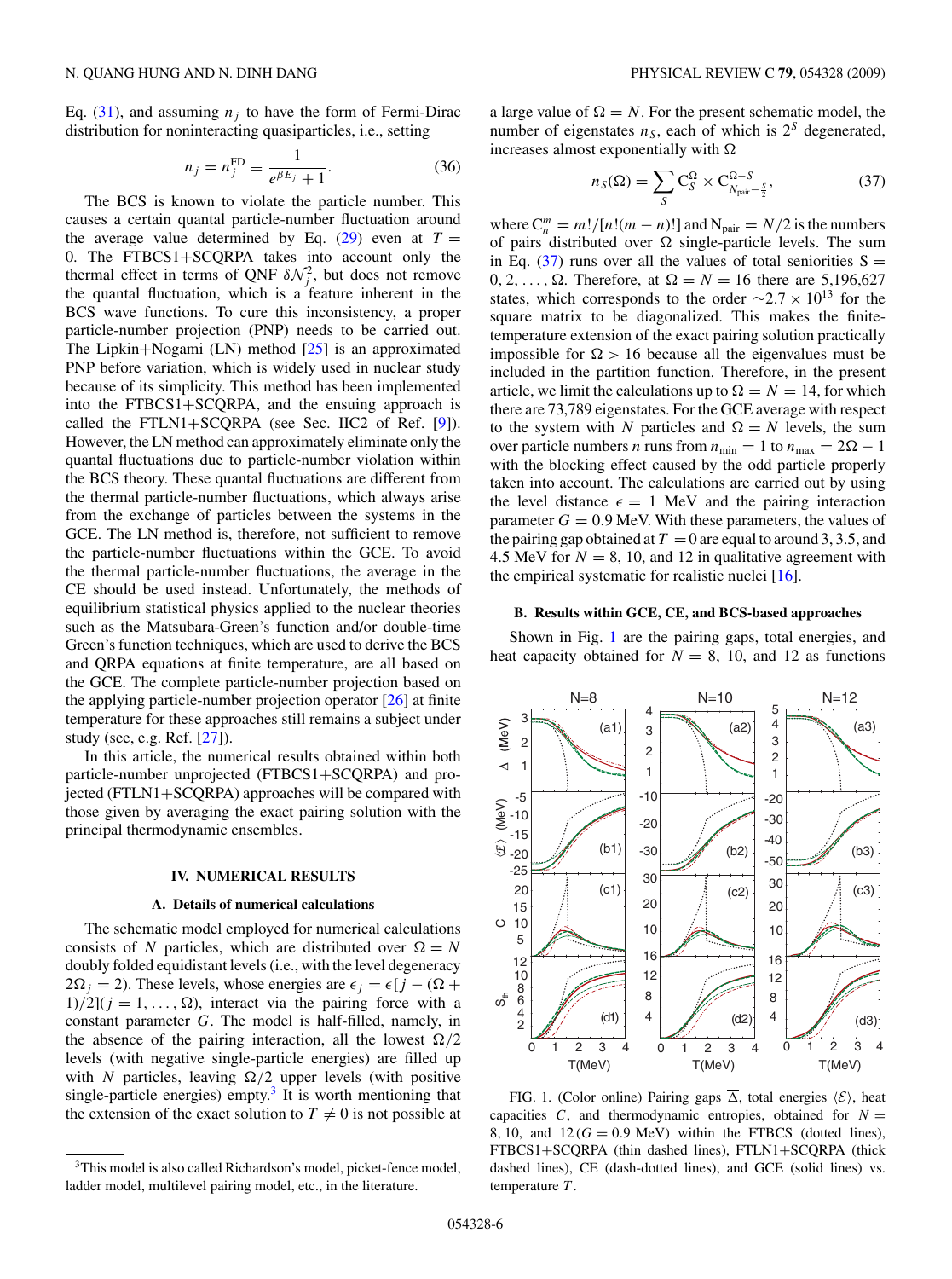Eq. (31), and assuming $n_j$ to have the form of Fermi-Dirac distribution for noninteracting quasiparticles, i.e., setting

$$n_j = n_j^{\rm FD} \equiv \frac{1}{e^{\beta E_j}+1}. \quad (36)$$

The BCS is known to violate the particle number. This causes a certain quantal particle-number fluctuation around the average value determined by Eq. (29) even at $T = 0$. The FTBCS1+SCQRPA takes into account only the thermal effect in terms of QNF $\delta\mathcal{N}_j^2$, but does not remove the quantal fluctuation, which is a feature inherent in the BCS wave functions. To cure this inconsistency, a proper particle-number projection (PNP) needs to be carried out. The Lipkin+Nogami (LN) method [25] is an approximated PNP before variation, which is widely used in nuclear study because of its simplicity. This method has been implemented into the FTBCS1+SCQRPA, and the ensuing approach is called the FTLN1+SCQRPA (see Sec. IIC2 of Ref. [9]). However, the LN method can approximately eliminate only the quantal fluctuations due to particle-number violation within the BCS theory. These quantal fluctuations are different from the thermal particle-number fluctuations, which always arise from the exchange of particles between the systems in the GCE. The LN method is, therefore, not sufficient to remove the particle-number fluctuations within the GCE. To avoid the thermal particle-number fluctuations, the average in the CE should be used instead. Unfortunately, the methods of equilibrium statistical physics applied to the nuclear theories such as the Matsubara-Green's function and/or double-time Green's function techniques, which are used to derive the BCS and QRPA equations at finite temperature, are all based on the GCE. The complete particle-number projection based on the applying particle-number projection operator [26] at finite temperature for these approaches still remains a subject under study (see, e.g. Ref. [27]).

In this article, the numerical results obtained within both particle-number unprojected (FTBCS1+SCQRPA) and projected (FTLN1+SCQRPA) approaches will be compared with those given by averaging the exact pairing solution with the principal thermodynamic ensembles.

## IV. NUMERICAL RESULTS

### A. Details of numerical calculations

The schematic model employed for numerical calculations consists of $N$ particles, which are distributed over $\Omega = N$ doubly folded equidistant levels (i.e., with the level degeneracy $2\Omega_j = 2$). These levels, whose energies are $\epsilon_j = \epsilon[j - (\Omega + 1)/2] (j = 1, \ldots, \Omega)$, interact via the pairing force with a constant parameter $G$. The model is half-filled, namely, in the absence of the pairing interaction, all the lowest $\Omega/2$ levels (with negative single-particle energies) are filled up with $N$ particles, leaving $\Omega/2$ upper levels (with positive single-particle energies) empty.[3] It is worth mentioning that the extension of the exact solution to $T \neq 0$ is not possible at a large value of $\Omega = N$. For the present schematic model, the number of eigenstates $n_S$, each of which is $2^S$ degenerated, increases almost exponentially with $\Omega$

$$n_S(\Omega) = \sum_S {\rm C}_S^{\Omega} \times {\rm C}^{\Omega - S}_{N_{\rm pair} - \frac{S}{2}}, \quad (37)$$

where ${\rm C}_n^m = m!/[n!(m-n)!]$ and ${\rm N}_{\rm pair} = N/2$ is the numbers of pairs distributed over $\Omega$ single-particle levels. The sum in Eq. (37) runs over all the values of total seniorities ${\rm S} = 0, 2, \ldots, \Omega$. Therefore, at $\Omega = N = 16$ there are 5,196,627 states, which corresponds to the order $\sim 2.7 \times 10^{13}$ for the square matrix to be diagonalized. This makes the finite-temperature extension of the exact pairing solution practically impossible for $\Omega > 16$ because all the eigenvalues must be included in the partition function. Therefore, in the present article, we limit the calculations up to $\Omega = N = 14$, for which there are 73,789 eigenstates. For the GCE average with respect to the system with $N$ particles and $\Omega = N$ levels, the sum over particle numbers $n$ runs from $n_{\rm min} = 1$ to $n_{\rm max} = 2\Omega - 1$ with the blocking effect caused by the odd particle properly taken into account. The calculations are carried out by using the level distance $\epsilon = 1$ MeV and the pairing interaction parameter $G = 0.9$ MeV. With these parameters, the values of the pairing gap obtained at $T = 0$ are equal to around 3, 3.5, and 4.5 MeV for $N = 8$, 10, and 12 in qualitative agreement with the empirical systematic for realistic nuclei [16].

### B. Results within GCE, CE, and BCS-based approaches

Shown in Fig. 1 are the pairing gaps, total energies, and heat capacity obtained for $N = 8$, 10, and 12 as functions

FIG. 1. (Color online) Pairing gaps $\overline{\Delta}$, total energies $\langle\mathcal{E}\rangle$, heat capacities $C$, and thermodynamic entropies, obtained for $N = 8$, 10, and 12 ($G = 0.9$ MeV) within the FTBCS (dotted lines), FTBCS1+SCQRPA (thin dashed lines), FTLN1+SCQRPA (thick dashed lines), CE (dash-dotted lines), and GCE (solid lines) vs. temperature $T$.

[3] This model is also called Richardson's model, picket-fence model, ladder model, multilevel pairing model, etc., in the literature.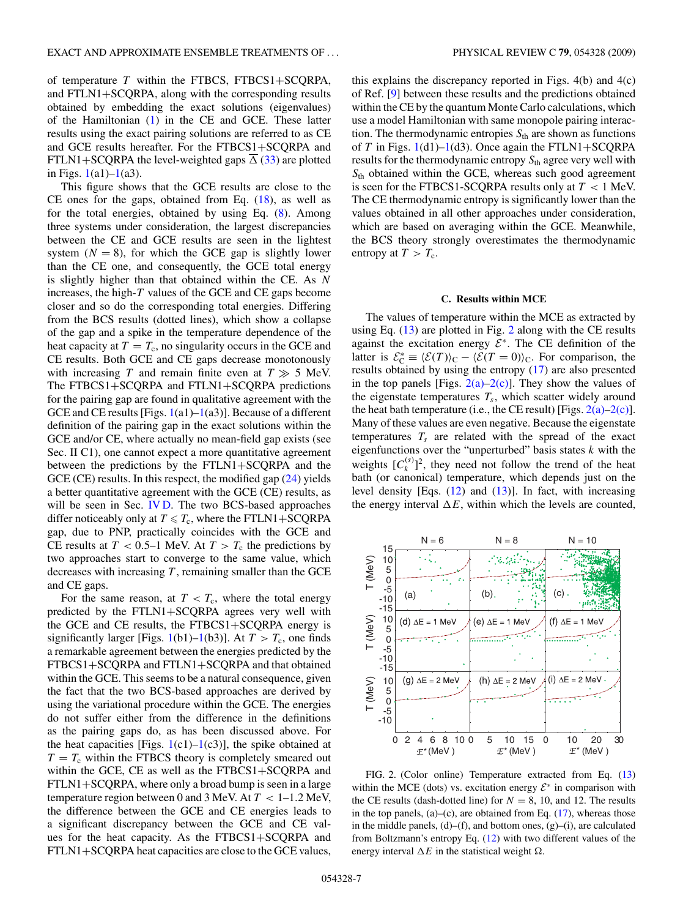of temperature $T$ within the FTBCS, FTBCS1+SCQRPA, and FTLN1+SCQRPA, along with the corresponding results obtained by embedding the exact solutions (eigenvalues) of the Hamiltonian (1) in the CE and GCE. These latter results using the exact pairing solutions are referred to as CE and GCE results hereafter. For the FTBCS1+SCQRPA and FTLN1+SCQRPA the level-weighted gaps $\overline{\Delta}$ (33) are plotted in Figs. 1(a1)–1(a3).

This figure shows that the GCE results are close to the CE ones for the gaps, obtained from Eq. (18), as well as for the total energies, obtained by using Eq. (8). Among three systems under consideration, the largest discrepancies between the CE and GCE results are seen in the lightest system ($N = 8$), for which the GCE gap is slightly lower than the CE one, and consequently, the GCE total energy is slightly higher than that obtained within the CE. As $N$ increases, the high-$T$ values of the GCE and CE gaps become closer and so do the corresponding total energies. Differing from the BCS results (dotted lines), which show a collapse of the gap and a spike in the temperature dependence of the heat capacity at $T = T_c$, no singularity occurs in the GCE and CE results. Both GCE and CE gaps decrease monotonously with increasing $T$ and remain finite even at $T \gg 5$ MeV. The FTBCS1+SCQRPA and FTLN1+SCQRPA predictions for the pairing gap are found in qualitative agreement with the GCE and CE results [Figs. 1(a1)–1(a3)]. Because of a different definition of the pairing gap in the exact solutions within the GCE and/or CE, where actually no mean-field gap exists (see Sec. II C1), one cannot expect a more quantitative agreement between the predictions by the FTLN1+SCQRPA and the GCE (CE) results. In this respect, the modified gap (24) yields a better quantitative agreement with the GCE (CE) results, as will be seen in Sec. IV D. The two BCS-based approaches differ noticeably only at $T \leqslant T_c$, where the FTLN1+SCQRPA gap, due to PNP, practically coincides with the GCE and CE results at $T < 0.5$–$1$ MeV. At $T > T_c$ the predictions by two approaches start to converge to the same value, which decreases with increasing $T$, remaining smaller than the GCE and CE gaps.

For the same reason, at $T < T_c$, where the total energy predicted by the FTLN1+SCQRPA agrees very well with the GCE and CE results, the FTBCS1+SCQRPA energy is significantly larger [Figs. 1(b1)–1(b3)]. At $T > T_c$, one finds a remarkable agreement between the energies predicted by the FTBCS1+SCQRPA and FTLN1+SCQRPA and that obtained within the GCE. This seems to be a natural consequence, given the fact that the two BCS-based approaches are derived by using the variational procedure within the GCE. The energies do not suffer either from the difference in the definitions as the pairing gaps do, as has been discussed above. For the heat capacities [Figs. 1(c1)–1(c3)], the spike obtained at $T = T_c$ within the FTBCS theory is completely smeared out within the GCE, CE as well as the FTBCS1+SCQRPA and FTLN1+SCQRPA, where only a broad bump is seen in a large temperature region between 0 and 3 MeV. At $T < 1$–$1.2$ MeV, the difference between the GCE and CE energies leads to a significant discrepancy between the GCE and CE values for the heat capacity. As the FTBCS1+SCQRPA and FTLN1+SCQRPA heat capacities are close to the GCE values, this explains the discrepancy reported in Figs. 4(b) and 4(c) of Ref. [9] between these results and the predictions obtained within the CE by the quantum Monte Carlo calculations, which use a model Hamiltonian with same monopole pairing interaction. The thermodynamic entropies $S_{\rm th}$ are shown as functions of $T$ in Figs. 1(d1)–1(d3). Once again the FTLN1+SCQRPA results for the thermodynamic entropy $S_{\rm th}$ agree very well with $S_{\rm th}$ obtained within the GCE, whereas such good agreement is seen for the FTBCS1-SCQRPA results only at $T < 1$ MeV. The CE thermodynamic entropy is significantly lower than the values obtained in all other approaches under consideration, which are based on averaging within the GCE. Meanwhile, the BCS theory strongly overestimates the thermodynamic entropy at $T > T_c$.

### C. Results within MCE

The values of temperature within the MCE as extracted by using Eq. (13) are plotted in Fig. 2 along with the CE results against the excitation energy $\mathcal{E}^*$. The CE definition of the latter is $\mathcal{E}^*_{\rm C} \equiv \langle \mathcal{E}(T)\rangle_{\rm C} - \langle \mathcal{E}(T=0)\rangle_{\rm C}$. For comparison, the results obtained by using the entropy (17) are also presented in the top panels [Figs. 2(a)–2(c)]. They show the values of the eigenstate temperatures $T_s$, which scatter widely around the heat bath temperature (i.e., the CE result) [Figs. 2(a)–2(c)]. Many of these values are even negative. Because the eigenstate temperatures $T_s$ are related with the spread of the exact eigenfunctions over the "unperturbed" basis states $k$ with the weights $[C_k^{(s)}]^2$, they need not follow the trend of the heat bath (or canonical) temperature, which depends just on the level density [Eqs. (12) and (13)]. In fact, with increasing the energy interval $\Delta E$, within which the levels are counted,

FIG. 2. (Color online) Temperature extracted from Eq. (13) within the MCE (dots) vs. excitation energy $\mathcal{E}^*$ in comparison with the CE results (dash-dotted line) for $N = 8$, 10, and 12. The results in the top panels, (a)–(c), are obtained from Eq. (17), whereas those in the middle panels, (d)–(f), and bottom ones, (g)–(i), are calculated from Boltzmann's entropy Eq. (12) with two different values of the energy interval $\Delta E$ in the statistical weight $\Omega$.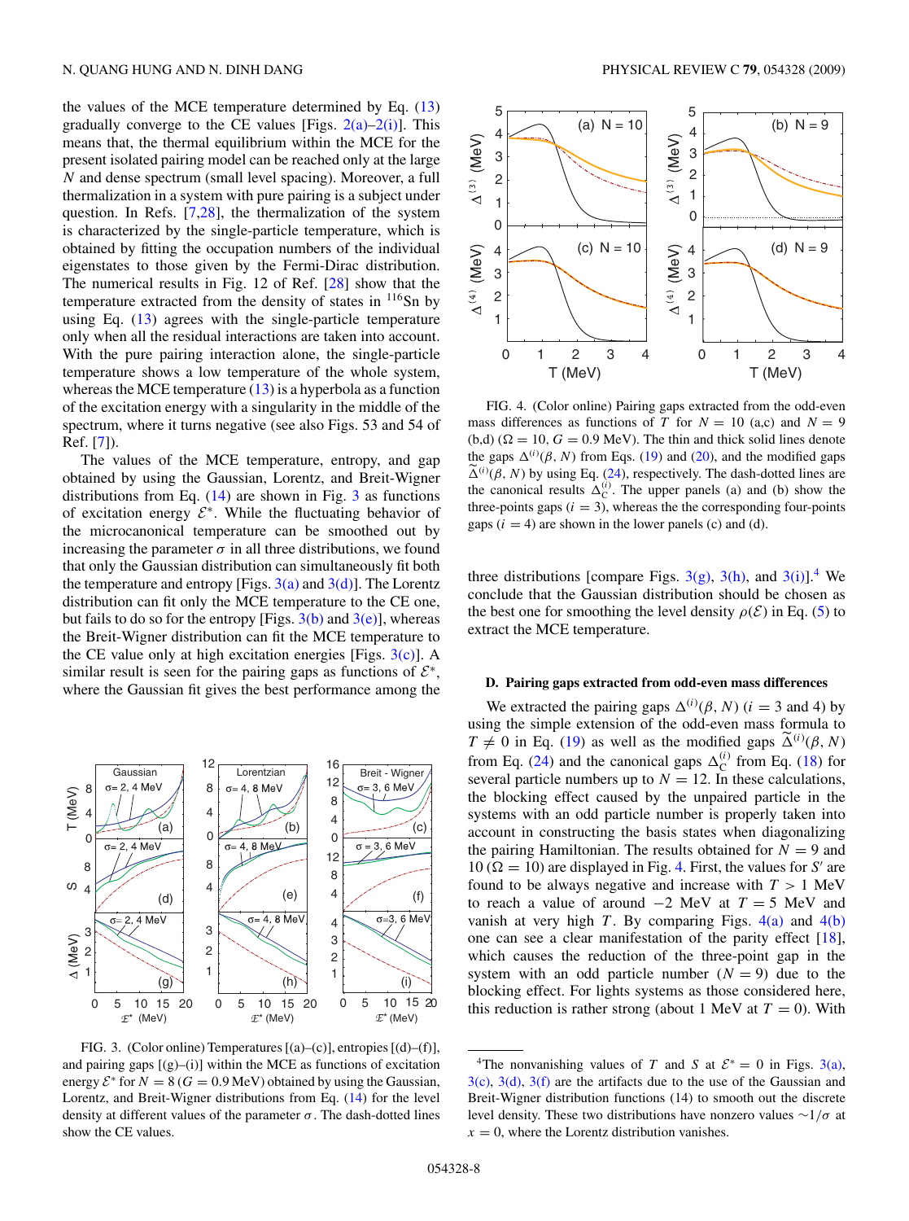the values of the MCE temperature determined by Eq. (13) gradually converge to the CE values [Figs. 2(a)–2(i)]. This means that, the thermal equilibrium within the MCE for the present isolated pairing model can be reached only at the large $N$ and dense spectrum (small level spacing). Moreover, a full thermalization in a system with pure pairing is a subject under question. In Refs. [7,28], the thermalization of the system is characterized by the single-particle temperature, which is obtained by fitting the occupation numbers of the individual eigenstates to those given by the Fermi-Dirac distribution. The numerical results in Fig. 12 of Ref. [28] show that the temperature extracted from the density of states in $^{116}$Sn by using Eq. (13) agrees with the single-particle temperature only when all the residual interactions are taken into account. With the pure pairing interaction alone, the single-particle temperature shows a low temperature of the whole system, whereas the MCE temperature (13) is a hyperbola as a function of the excitation energy with a singularity in the middle of the spectrum, where it turns negative (see also Figs. 53 and 54 of Ref. [7]).

The values of the MCE temperature, entropy, and gap obtained by using the Gaussian, Lorentz, and Breit-Wigner distributions from Eq. (14) are shown in Fig. 3 as functions of excitation energy $\mathcal{E}^*$. While the fluctuating behavior of the microcanonical temperature can be smoothed out by increasing the parameter $\sigma$ in all three distributions, we found that only the Gaussian distribution can simultaneously fit both the temperature and entropy [Figs. 3(a) and 3(d)]. The Lorentz distribution can fit only the MCE temperature to the CE one, but fails to do so for the entropy [Figs. 3(b) and 3(e)], whereas the Breit-Wigner distribution can fit the MCE temperature to the CE value only at high excitation energies [Figs. 3(c)]. A similar result is seen for the pairing gaps as functions of $\mathcal{E}^*$, where the Gaussian fit gives the best performance among the three distributions [compare Figs. 3(g), 3(h), and 3(i)].[4] We conclude that the Gaussian distribution should be chosen as the best one for smoothing the level density $\rho(\mathcal{E})$ in Eq. (5) to extract the MCE temperature.

FIG. 3. (Color online) Temperatures [(a)–(c)], entropies [(d)–(f)], and pairing gaps [(g)–(i)] within the MCE as functions of excitation energy $\mathcal{E}^*$ for $N = 8$ ($G = 0.9$ MeV) obtained by using the Gaussian, Lorentz, and Breit-Wigner distributions from Eq. (14) for the level density at different values of the parameter $\sigma$. The dash-dotted lines show the CE values.

FIG. 4. (Color online) Pairing gaps extracted from the odd-even mass differences as functions of $T$ for $N = 10$ (a,c) and $N = 9$ (b,d) ($\Omega = 10$, $G = 0.9$ MeV). The thin and thick solid lines denote the gaps $\Delta^{(i)}(\beta, N)$ from Eqs. (19) and (20), and the modified gaps $\widetilde{\Delta}^{(i)}(\beta, N)$ by using Eq. (24), respectively. The dash-dotted lines are the canonical results $\Delta_C^{(i)}$. The upper panels (a) and (b) show the three-points gaps ($i = 3$), whereas the the corresponding four-points gaps ($i = 4$) are shown in the lower panels (c) and (d).

### D. Pairing gaps extracted from odd-even mass differences

We extracted the pairing gaps $\Delta^{(i)}(\beta, N)$ ($i = 3$ and 4) by using the simple extension of the odd-even mass formula to $T \neq 0$ in Eq. (19) as well as the modified gaps $\widetilde{\Delta}^{(i)}(\beta, N)$ from Eq. (24) and the canonical gaps $\Delta_C^{(i)}$ from Eq. (18) for several particle numbers up to $N = 12$. In these calculations, the blocking effect caused by the unpaired particle in the systems with an odd particle number is properly taken into account in constructing the basis states when diagonalizing the pairing Hamiltonian. The results obtained for $N = 9$ and 10 ($\Omega = 10$) are displayed in Fig. 4. First, the values for $S'$ are found to be always negative and increase with $T > 1$ MeV to reach a value of around $-2$ MeV at $T = 5$ MeV and vanish at very high $T$. By comparing Figs. 4(a) and 4(b) one can see a clear manifestation of the parity effect [18], which causes the reduction of the three-point gap in the system with an odd particle number ($N = 9$) due to the blocking effect. For lights systems as those considered here, this reduction is rather strong (about 1 MeV at $T = 0$). With

---

[4]The nonvanishing values of $T$ and $S$ at $\mathcal{E}^* = 0$ in Figs. 3(a), 3(c), 3(d), 3(f) are the artifacts due to the use of the Gaussian and Breit-Wigner distribution functions (14) to smooth out the discrete level density. These two distributions have nonzero values $\sim 1/\sigma$ at $x = 0$, where the Lorentz distribution vanishes.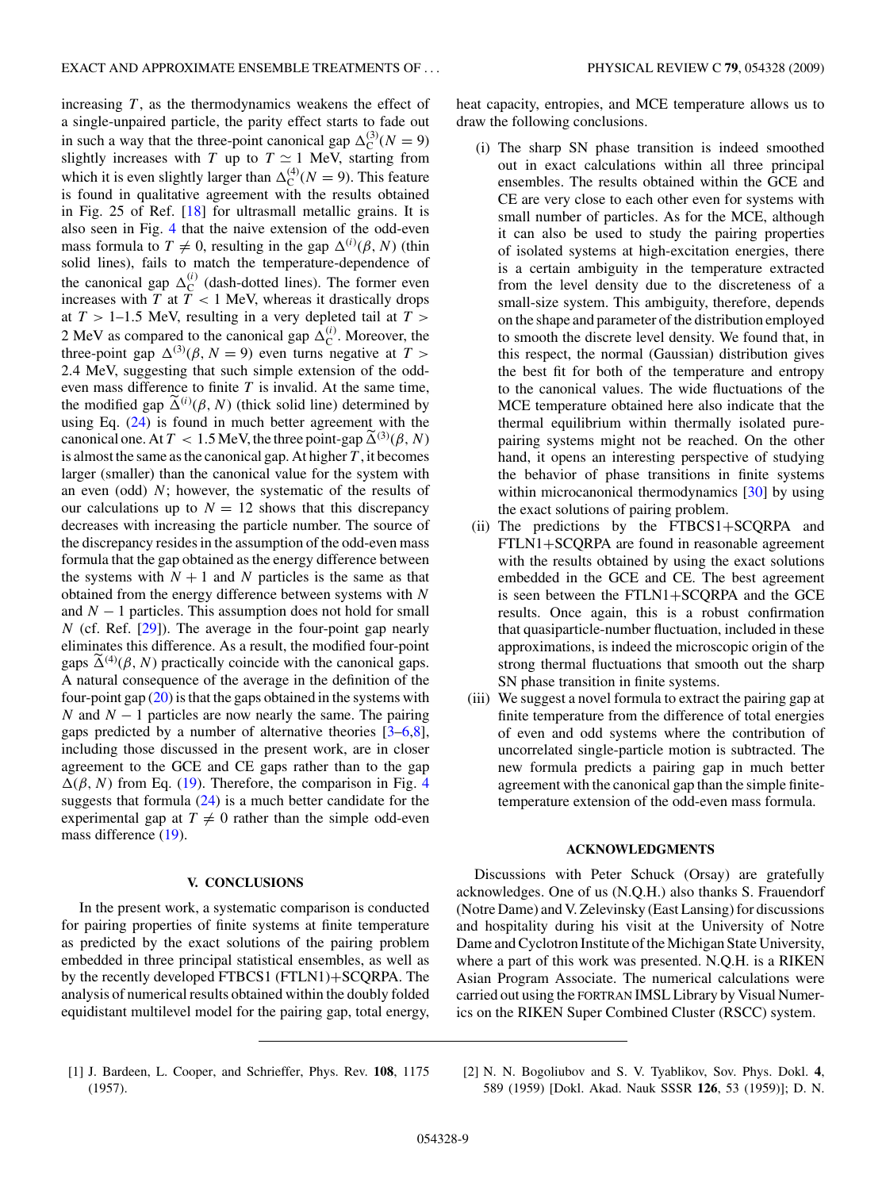increasing $T$, as the thermodynamics weakens the effect of a single-unpaired particle, the parity effect starts to fade out in such a way that the three-point canonical gap $\Delta_{\rm C}^{(3)}(N=9)$ slightly increases with $T$ up to $T \simeq 1$ MeV, starting from which it is even slightly larger than $\Delta_{\rm C}^{(4)}(N=9)$. This feature is found in qualitative agreement with the results obtained in Fig. 25 of Ref. [18] for ultrasmall metallic grains. It is also seen in Fig. 4 that the naive extension of the odd-even mass formula to $T \neq 0$, resulting in the gap $\Delta^{(i)}(\beta, N)$ (thin solid lines), fails to match the temperature-dependence of the canonical gap $\Delta_{\rm C}^{(i)}$ (dash-dotted lines). The former even increases with $T$ at $T < 1$ MeV, whereas it drastically drops at $T > 1$–1.5 MeV, resulting in a very depleted tail at $T > 2$ MeV as compared to the canonical gap $\Delta_{\rm C}^{(i)}$. Moreover, the three-point gap $\Delta^{(3)}(\beta, N=9)$ even turns negative at $T > 2.4$ MeV, suggesting that such simple extension of the odd-even mass difference to finite $T$ is invalid. At the same time, the modified gap $\widetilde{\Delta}^{(i)}(\beta, N)$ (thick solid line) determined by using Eq. (24) is found in much better agreement with the canonical one. At $T < 1.5$ MeV, the three point-gap $\widetilde{\Delta}^{(3)}(\beta, N)$ is almost the same as the canonical gap. At higher $T$, it becomes larger (smaller) than the canonical value for the system with an even (odd) $N$; however, the systematic of the results of our calculations up to $N = 12$ shows that this discrepancy decreases with increasing the particle number. The source of the discrepancy resides in the assumption of the odd-even mass formula that the gap obtained as the energy difference between the systems with $N+1$ and $N$ particles is the same as that obtained from the energy difference between systems with $N$ and $N-1$ particles. This assumption does not hold for small $N$ (cf. Ref. [29]). The average in the four-point gap nearly eliminates this difference. As a result, the modified four-point gaps $\widetilde{\Delta}^{(4)}(\beta, N)$ practically coincide with the canonical gaps. A natural consequence of the average in the definition of the four-point gap (20) is that the gaps obtained in the systems with $N$ and $N-1$ particles are now nearly the same. The pairing gaps predicted by a number of alternative theories [3–6,8], including those discussed in the present work, are in closer agreement to the GCE and CE gaps rather than to the gap $\Delta(\beta, N)$ from Eq. (19). Therefore, the comparison in Fig. 4 suggests that formula (24) is a much better candidate for the experimental gap at $T \neq 0$ rather than the simple odd-even mass difference (19).

## V. CONCLUSIONS

In the present work, a systematic comparison is conducted for pairing properties of finite systems at finite temperature as predicted by the exact solutions of the pairing problem embedded in three principal statistical ensembles, as well as by the recently developed FTBCS1 (FTLN1)+SCQRPA. The analysis of numerical results obtained within the doubly folded equidistant multilevel model for the pairing gap, total energy, heat capacity, entropies, and MCE temperature allows us to draw the following conclusions.

(i) The sharp SN phase transition is indeed smoothed out in exact calculations within all three principal ensembles. The results obtained within the GCE and CE are very close to each other even for systems with small number of particles. As for the MCE, although it can also be used to study the pairing properties of isolated systems at high-excitation energies, there is a certain ambiguity in the temperature extracted from the level density due to the discreteness of a small-size system. This ambiguity, therefore, depends on the shape and parameter of the distribution employed to smooth the discrete level density. We found that, in this respect, the normal (Gaussian) distribution gives the best fit for both of the temperature and entropy to the canonical values. The wide fluctuations of the MCE temperature obtained here also indicate that the thermal equilibrium within thermally isolated pure-pairing systems might not be reached. On the other hand, it opens an interesting perspective of studying the behavior of phase transitions in finite systems within microcanonical thermodynamics [30] by using the exact solutions of pairing problem.

(ii) The predictions by the FTBCS1+SCQRPA and FTLN1+SCQRPA are found in reasonable agreement with the results obtained by using the exact solutions embedded in the GCE and CE. The best agreement is seen between the FTLN1+SCQRPA and the GCE results. Once again, this is a robust confirmation that quasiparticle-number fluctuation, included in these approximations, is indeed the microscopic origin of the strong thermal fluctuations that smooth out the sharp SN phase transition in finite systems.

(iii) We suggest a novel formula to extract the pairing gap at finite temperature from the difference of total energies of even and odd systems where the contribution of uncorrelated single-particle motion is subtracted. The new formula predicts a pairing gap in much better agreement with the canonical gap than the simple finite-temperature extension of the odd-even mass formula.

## ACKNOWLEDGMENTS

Discussions with Peter Schuck (Orsay) are gratefully acknowledges. One of us (N.Q.H.) also thanks S. Frauendorf (Notre Dame) and V. Zelevinsky (East Lansing) for discussions and hospitality during his visit at the University of Notre Dame and Cyclotron Institute of the Michigan State University, where a part of this work was presented. N.Q.H. is a RIKEN Asian Program Associate. The numerical calculations were carried out using the FORTRAN IMSL Library by Visual Numerics on the RIKEN Super Combined Cluster (RSCC) system.

---

[1] J. Bardeen, L. Cooper, and Schrieffer, Phys. Rev. **108**, 1175 (1957).

[2] N. N. Bogoliubov and S. V. Tyablikov, Sov. Phys. Dokl. **4**, 589 (1959) [Dokl. Akad. Nauk SSSR **126**, 53 (1959)]; D. N.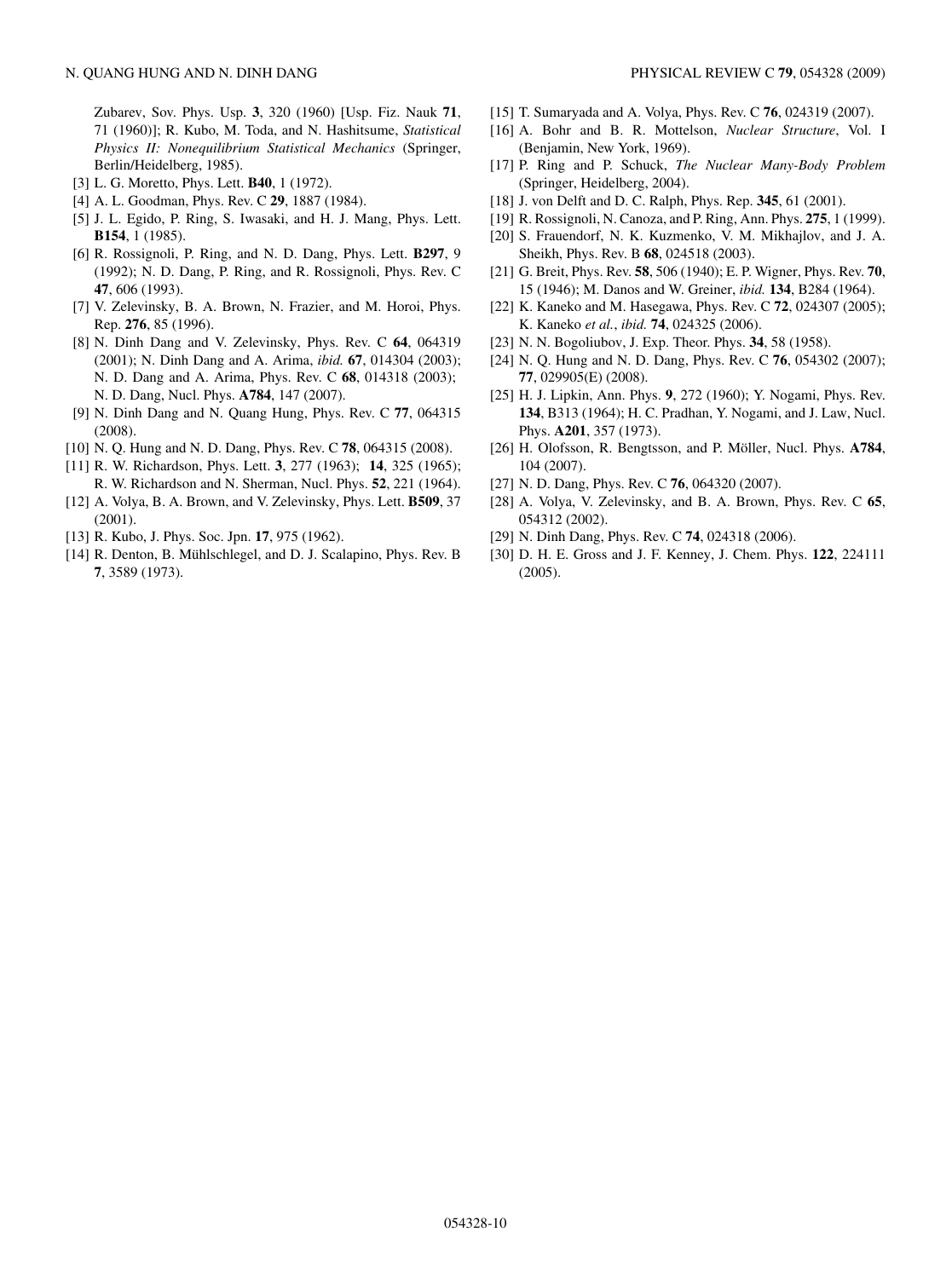Zubarev, Sov. Phys. Usp. **3**, 320 (1960) [Usp. Fiz. Nauk **71**, 71 (1960)]; R. Kubo, M. Toda, and N. Hashitsume, *Statistical Physics II: Nonequilibrium Statistical Mechanics* (Springer, Berlin/Heidelberg, 1985).

[3] L. G. Moretto, Phys. Lett. **B40**, 1 (1972).

[4] A. L. Goodman, Phys. Rev. C **29**, 1887 (1984).

[5] J. L. Egido, P. Ring, S. Iwasaki, and H. J. Mang, Phys. Lett. **B154**, 1 (1985).

[6] R. Rossignoli, P. Ring, and N. D. Dang, Phys. Lett. **B297**, 9 (1992); N. D. Dang, P. Ring, and R. Rossignoli, Phys. Rev. C **47**, 606 (1993).

[7] V. Zelevinsky, B. A. Brown, N. Frazier, and M. Horoi, Phys. Rep. **276**, 85 (1996).

[8] N. Dinh Dang and V. Zelevinsky, Phys. Rev. C **64**, 064319 (2001); N. Dinh Dang and A. Arima, *ibid.* **67**, 014304 (2003); N. D. Dang and A. Arima, Phys. Rev. C **68**, 014318 (2003); N. D. Dang, Nucl. Phys. **A784**, 147 (2007).

[9] N. Dinh Dang and N. Quang Hung, Phys. Rev. C **77**, 064315 (2008).

[10] N. Q. Hung and N. D. Dang, Phys. Rev. C **78**, 064315 (2008).

[11] R. W. Richardson, Phys. Lett. **3**, 277 (1963); **14**, 325 (1965); R. W. Richardson and N. Sherman, Nucl. Phys. **52**, 221 (1964).

[12] A. Volya, B. A. Brown, and V. Zelevinsky, Phys. Lett. **B509**, 37 (2001).

[13] R. Kubo, J. Phys. Soc. Jpn. **17**, 975 (1962).

[14] R. Denton, B. Mühlschlegel, and D. J. Scalapino, Phys. Rev. B **7**, 3589 (1973).

[15] T. Sumaryada and A. Volya, Phys. Rev. C **76**, 024319 (2007).

[16] A. Bohr and B. R. Mottelson, *Nuclear Structure*, Vol. I (Benjamin, New York, 1969).

[17] P. Ring and P. Schuck, *The Nuclear Many-Body Problem* (Springer, Heidelberg, 2004).

[18] J. von Delft and D. C. Ralph, Phys. Rep. **345**, 61 (2001).

[19] R. Rossignoli, N. Canoza, and P. Ring, Ann. Phys. **275**, 1 (1999).

[20] S. Frauendorf, N. K. Kuzmenko, V. M. Mikhajlov, and J. A. Sheikh, Phys. Rev. B **68**, 024518 (2003).

[21] G. Breit, Phys. Rev. **58**, 506 (1940); E. P. Wigner, Phys. Rev. **70**, 15 (1946); M. Danos and W. Greiner, *ibid.* **134**, B284 (1964).

[22] K. Kaneko and M. Hasegawa, Phys. Rev. C **72**, 024307 (2005); K. Kaneko *et al.*, *ibid.* **74**, 024325 (2006).

[23] N. N. Bogoliubov, J. Exp. Theor. Phys. **34**, 58 (1958).

[24] N. Q. Hung and N. D. Dang, Phys. Rev. C **76**, 054302 (2007); **77**, 029905(E) (2008).

[25] H. J. Lipkin, Ann. Phys. **9**, 272 (1960); Y. Nogami, Phys. Rev. **134**, B313 (1964); H. C. Pradhan, Y. Nogami, and J. Law, Nucl. Phys. **A201**, 357 (1973).

[26] H. Olofsson, R. Bengtsson, and P. Möller, Nucl. Phys. **A784**, 104 (2007).

[27] N. D. Dang, Phys. Rev. C **76**, 064320 (2007).

[28] A. Volya, V. Zelevinsky, and B. A. Brown, Phys. Rev. C **65**, 054312 (2002).

[29] N. Dinh Dang, Phys. Rev. C **74**, 024318 (2006).

[30] D. H. E. Gross and J. F. Kenney, J. Chem. Phys. **122**, 224111 (2005).